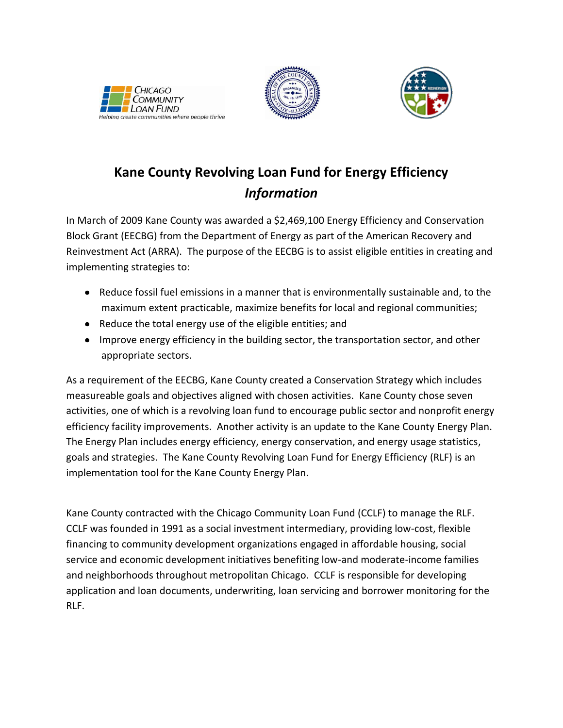# Kane County Revolving Loan Fund for Energy Efficiency

## *Information*

In March of 2009 Kane County was awarded a $2,469,100 Energy Efficiency and Conservation Block Grant (EECBG) from the Department of Energy as part of the American Recovery and Reinvestment Act (ARRA). The purpose of the EECBG is to assist eligible entities in creating and implementing strategies to:

- Reduce fossil fuel emissions in a manner that is environmentally sustainable and, to the maximum extent practicable, maximize benefits for local and regional communities;
- Reduce the total energy use of the eligible entities; and
- Improve energy efficiency in the building sector, the transportation sector, and other appropriate sectors.

As a requirement of the EECBG, Kane County created a Conservation Strategy which includes measureable goals and objectives aligned with chosen activities. Kane County chose seven activities, one of which is a revolving loan fund to encourage public sector and nonprofit energy efficiency facility improvements. Another activity is an update to the Kane County Energy Plan. The Energy Plan includes energy efficiency, energy conservation, and energy usage statistics, goals and strategies. The Kane County Revolving Loan Fund for Energy Efficiency (RLF) is an implementation tool for the Kane County Energy Plan.

Kane County contracted with the Chicago Community Loan Fund (CCLF) to manage the RLF. CCLF was founded in 1991 as a social investment intermediary, providing low-cost, flexible financing to community development organizations engaged in affordable housing, social service and economic development initiatives benefiting low-and moderate-income families and neighborhoods throughout metropolitan Chicago. CCLF is responsible for developing application and loan documents, underwriting, loan servicing and borrower monitoring for the RLF.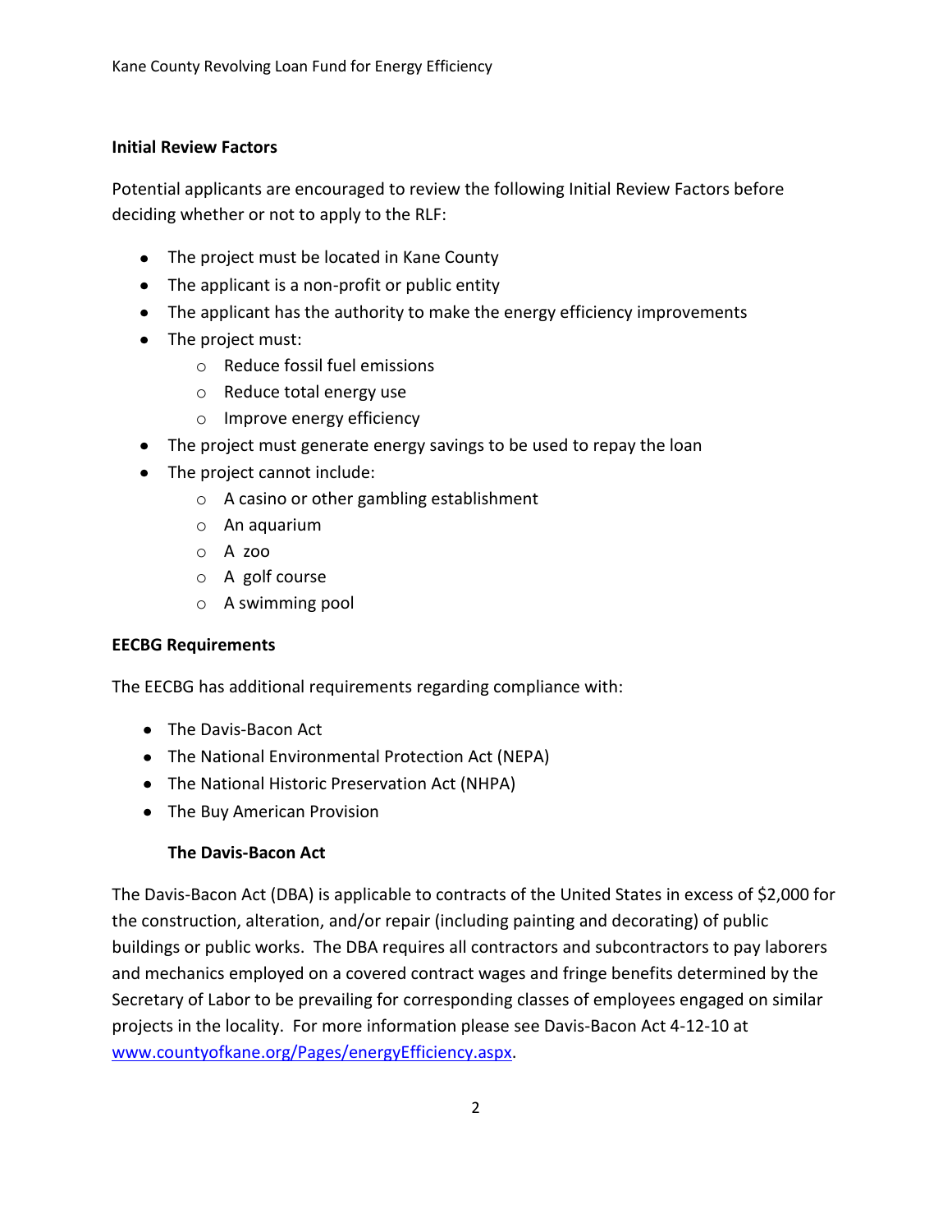## Initial Review Factors

Potential applicants are encouraged to review the following Initial Review Factors before deciding whether or not to apply to the RLF:

- The project must be located in Kane County
- The applicant is a non-profit or public entity
- The applicant has the authority to make the energy efficiency improvements
- The project must:
  - Reduce fossil fuel emissions
  - Reduce total energy use
  - Improve energy efficiency
- The project must generate energy savings to be used to repay the loan
- The project cannot include:
  - A casino or other gambling establishment
  - An aquarium
  - A zoo
  - A golf course
  - A swimming pool

## EECBG Requirements

The EECBG has additional requirements regarding compliance with:

- The Davis-Bacon Act
- The National Environmental Protection Act (NEPA)
- The National Historic Preservation Act (NHPA)
- The Buy American Provision

### The Davis-Bacon Act

The Davis-Bacon Act (DBA) is applicable to contracts of the United States in excess of $2,000 for the construction, alteration, and/or repair (including painting and decorating) of public buildings or public works. The DBA requires all contractors and subcontractors to pay laborers and mechanics employed on a covered contract wages and fringe benefits determined by the Secretary of Labor to be prevailing for corresponding classes of employees engaged on similar projects in the locality. For more information please see Davis-Bacon Act 4-12-10 at [www.countyofkane.org/Pages/energyEfficiency.aspx](www.countyofkane.org/Pages/energyEfficiency.aspx).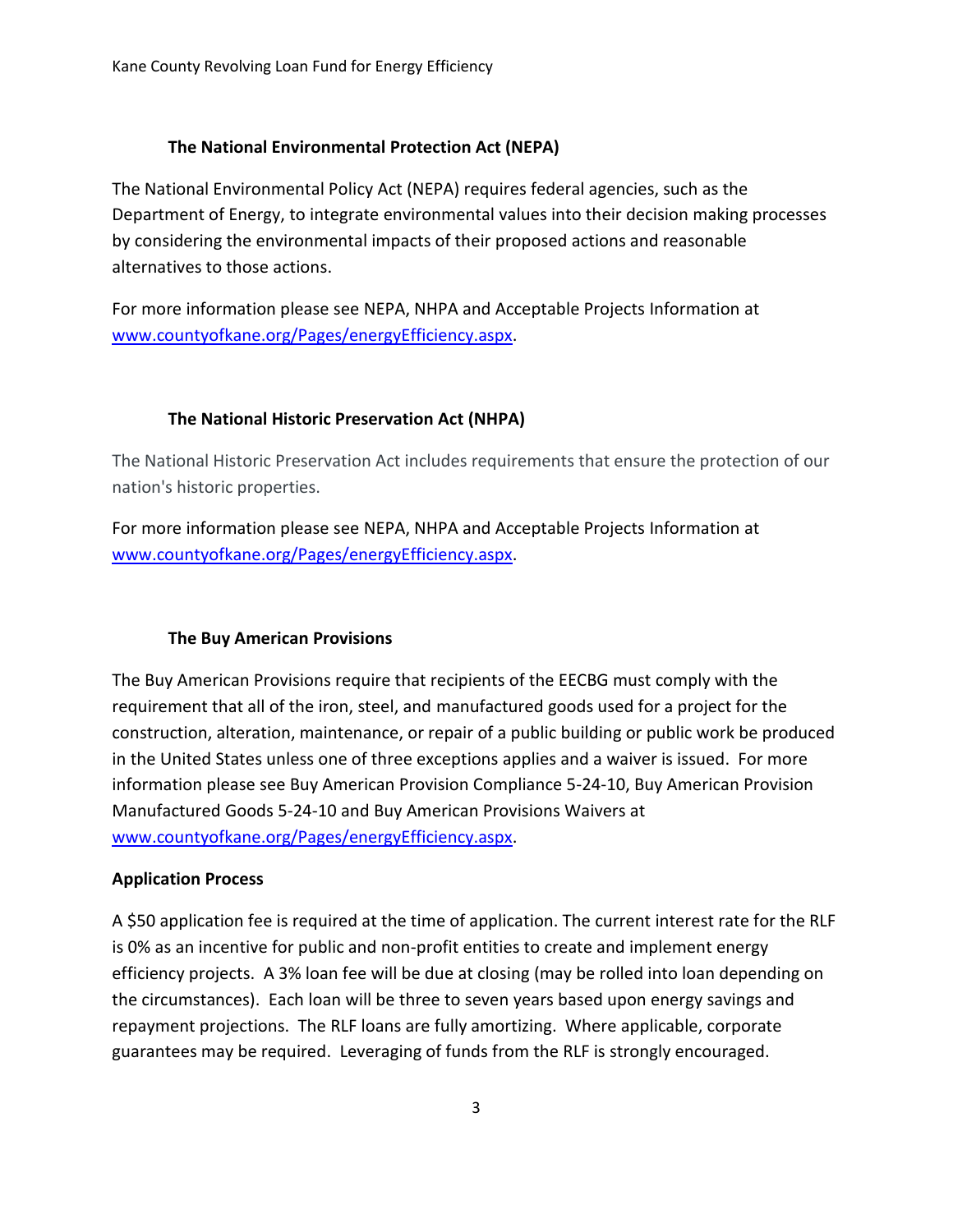### The National Environmental Protection Act (NEPA)

The National Environmental Policy Act (NEPA) requires federal agencies, such as the Department of Energy, to integrate environmental values into their decision making processes by considering the environmental impacts of their proposed actions and reasonable alternatives to those actions.

For more information please see NEPA, NHPA and Acceptable Projects Information at [www.countyofkane.org/Pages/energyEfficiency.aspx](www.countyofkane.org/Pages/energyEfficiency.aspx).

### The National Historic Preservation Act (NHPA)

The National Historic Preservation Act includes requirements that ensure the protection of our nation's historic properties.

For more information please see NEPA, NHPA and Acceptable Projects Information at [www.countyofkane.org/Pages/energyEfficiency.aspx](www.countyofkane.org/Pages/energyEfficiency.aspx).

### The Buy American Provisions

The Buy American Provisions require that recipients of the EECBG must comply with the requirement that all of the iron, steel, and manufactured goods used for a project for the construction, alteration, maintenance, or repair of a public building or public work be produced in the United States unless one of three exceptions applies and a waiver is issued. For more information please see Buy American Provision Compliance 5-24-10, Buy American Provision Manufactured Goods 5-24-10 and Buy American Provisions Waivers at [www.countyofkane.org/Pages/energyEfficiency.aspx](www.countyofkane.org/Pages/energyEfficiency.aspx).

## Application Process

A $50 application fee is required at the time of application. The current interest rate for the RLF is 0% as an incentive for public and non-profit entities to create and implement energy efficiency projects. A 3% loan fee will be due at closing (may be rolled into loan depending on the circumstances). Each loan will be three to seven years based upon energy savings and repayment projections. The RLF loans are fully amortizing. Where applicable, corporate guarantees may be required. Leveraging of funds from the RLF is strongly encouraged.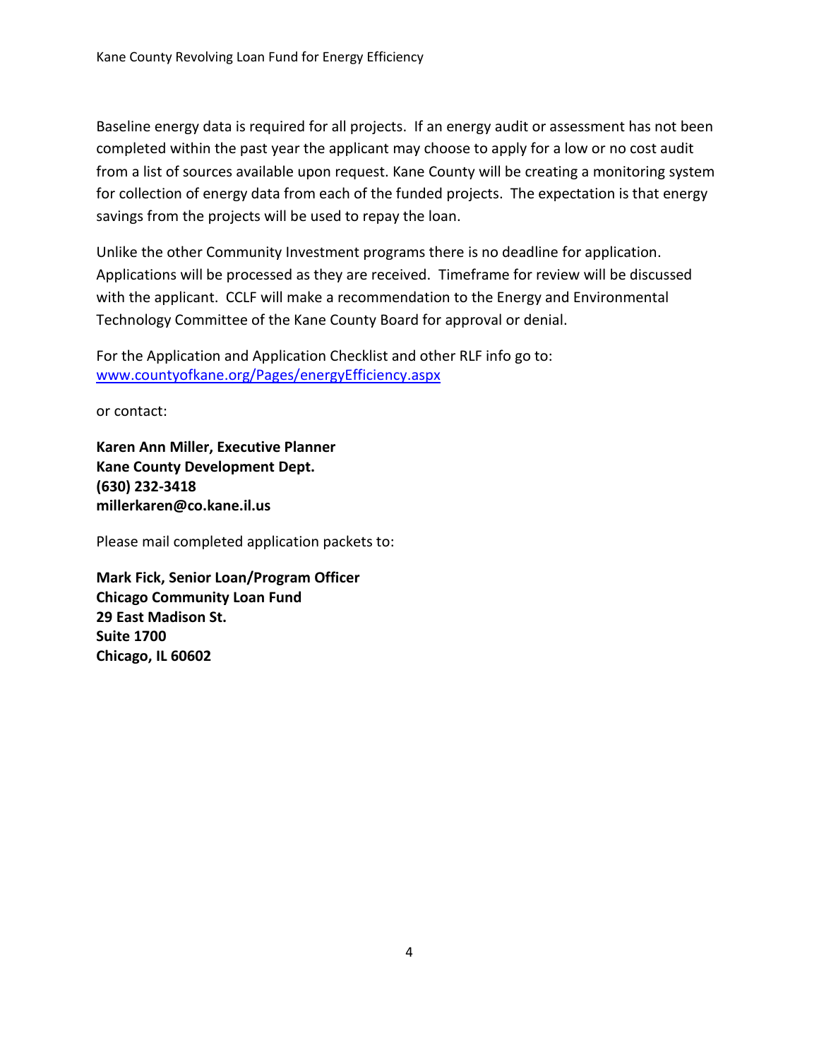Baseline energy data is required for all projects. If an energy audit or assessment has not been completed within the past year the applicant may choose to apply for a low or no cost audit from a list of sources available upon request. Kane County will be creating a monitoring system for collection of energy data from each of the funded projects. The expectation is that energy savings from the projects will be used to repay the loan.

Unlike the other Community Investment programs there is no deadline for application. Applications will be processed as they are received. Timeframe for review will be discussed with the applicant. CCLF will make a recommendation to the Energy and Environmental Technology Committee of the Kane County Board for approval or denial.

For the Application and Application Checklist and other RLF info go to:
[www.countyofkane.org/Pages/energyEfficiency.aspx](http://www.countyofkane.org/Pages/energyEfficiency.aspx)

or contact:

**Karen Ann Miller, Executive Planner**
**Kane County Development Dept.**
**(630) 232-3418**
**millerkaren@co.kane.il.us**

Please mail completed application packets to:

**Mark Fick, Senior Loan/Program Officer**
**Chicago Community Loan Fund**
**29 East Madison St.**
**Suite 1700**
**Chicago, IL 60602**